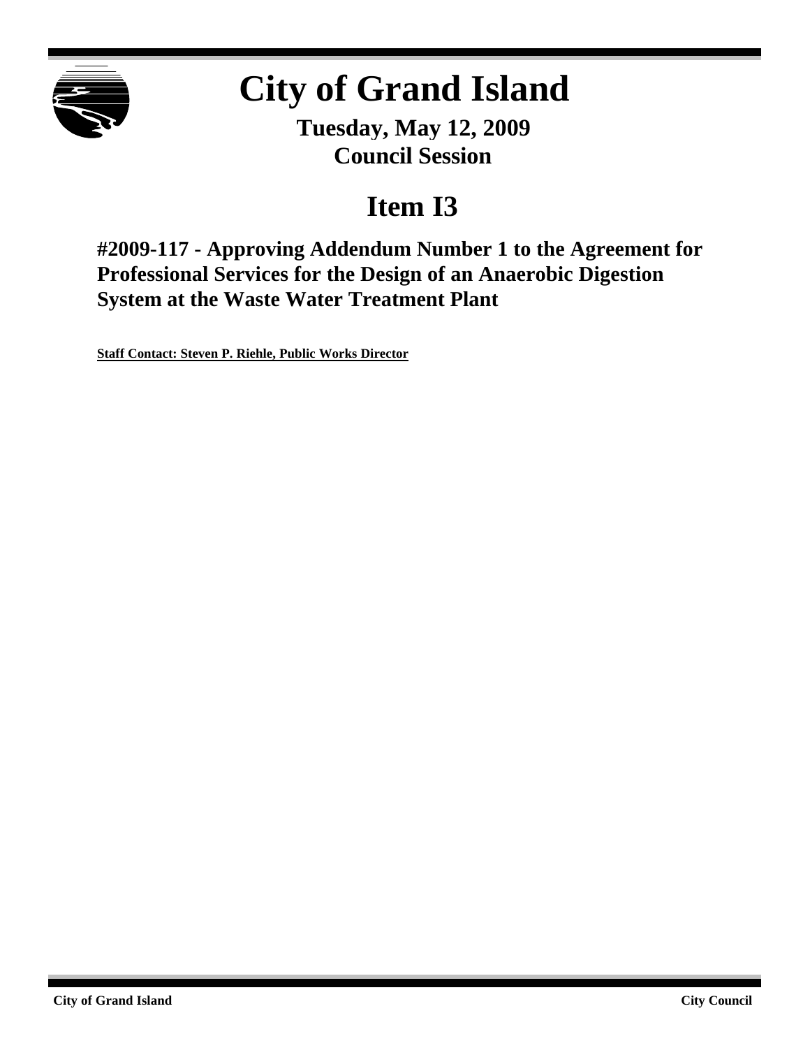# City of Grand Island

**Tuesday, May 12, 2009**
**Council Session**

## Item I3

### #2009-117 - Approving Addendum Number 1 to the Agreement for Professional Services for the Design of an Anaerobic Digestion System at the Waste Water Treatment Plant

**Staff Contact: Steven P. Riehle, Public Works Director**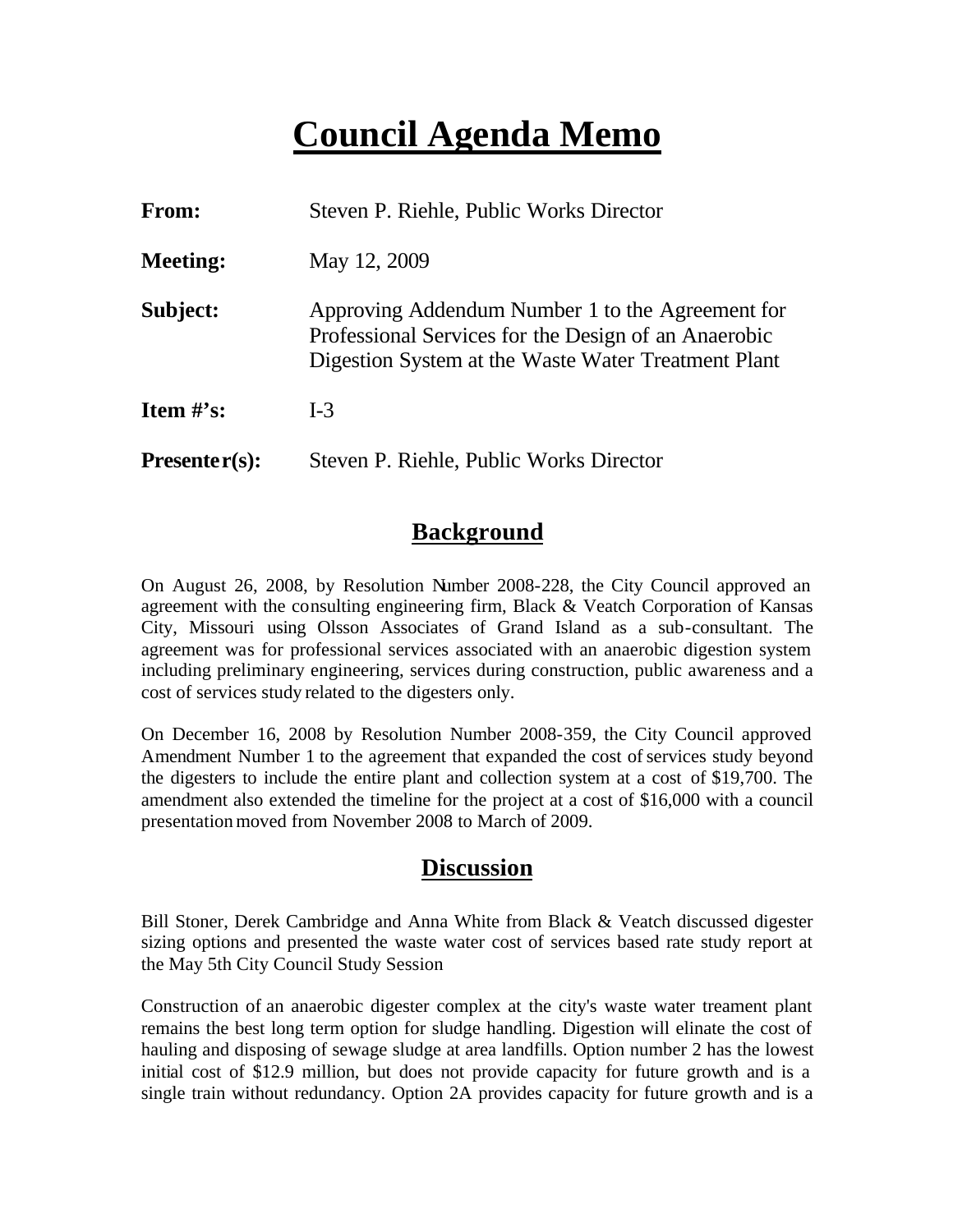# Council Agenda Memo

**From:** Steven P. Riehle, Public Works Director

**Meeting:** May 12, 2009

**Subject:** Approving Addendum Number 1 to the Agreement for Professional Services for the Design of an Anaerobic Digestion System at the Waste Water Treatment Plant

**Item #'s:** I-3

**Presenter(s):** Steven P. Riehle, Public Works Director

## Background

On August 26, 2008, by Resolution Number 2008-228, the City Council approved an agreement with the consulting engineering firm, Black & Veatch Corporation of Kansas City, Missouri using Olsson Associates of Grand Island as a sub-consultant. The agreement was for professional services associated with an anaerobic digestion system including preliminary engineering, services during construction, public awareness and a cost of services study related to the digesters only.

On December 16, 2008 by Resolution Number 2008-359, the City Council approved Amendment Number 1 to the agreement that expanded the cost of services study beyond the digesters to include the entire plant and collection system at a cost of $19,700. The amendment also extended the timeline for the project at a cost of $16,000 with a council presentation moved from November 2008 to March of 2009.

## Discussion

Bill Stoner, Derek Cambridge and Anna White from Black & Veatch discussed digester sizing options and presented the waste water cost of services based rate study report at the May 5th City Council Study Session

Construction of an anaerobic digester complex at the city's waste water treament plant remains the best long term option for sludge handling. Digestion will elinate the cost of hauling and disposing of sewage sludge at area landfills. Option number 2 has the lowest initial cost of $12.9 million, but does not provide capacity for future growth and is a single train without redundancy. Option 2A provides capacity for future growth and is a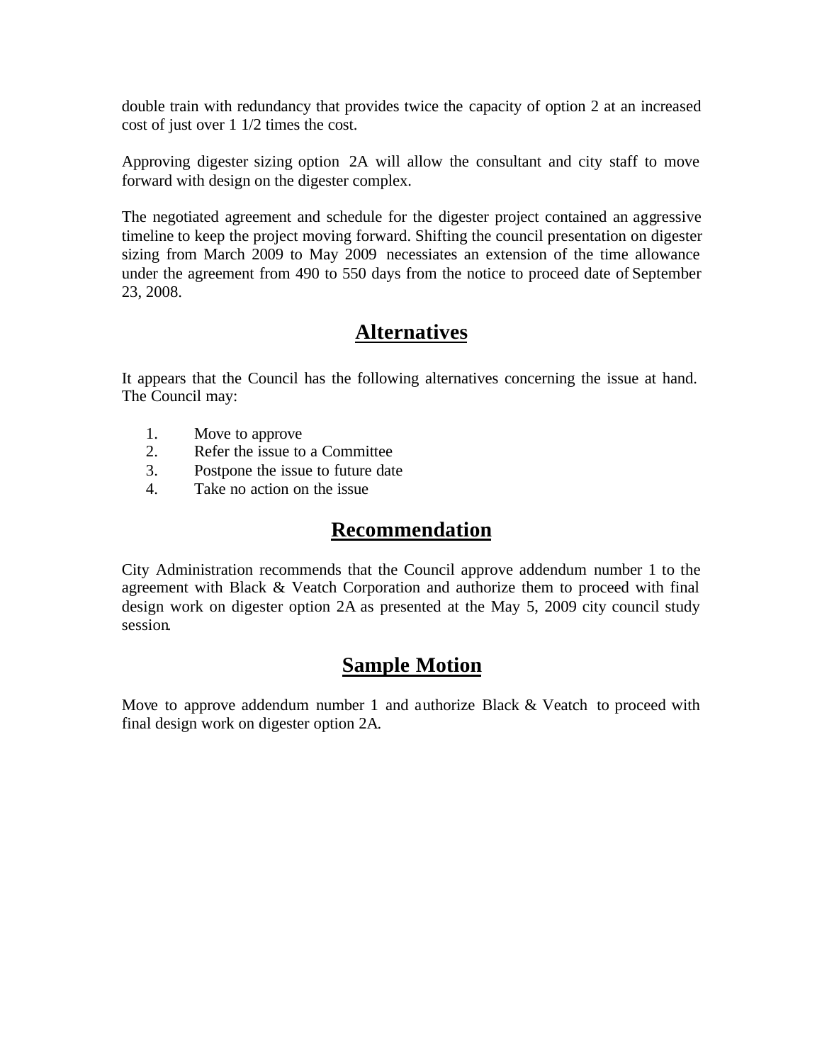double train with redundancy that provides twice the capacity of option 2 at an increased cost of just over 1 1/2 times the cost.

Approving digester sizing option 2A will allow the consultant and city staff to move forward with design on the digester complex.

The negotiated agreement and schedule for the digester project contained an aggressive timeline to keep the project moving forward. Shifting the council presentation on digester sizing from March 2009 to May 2009 necessiates an extension of the time allowance under the agreement from 490 to 550 days from the notice to proceed date of September 23, 2008.

## Alternatives

It appears that the Council has the following alternatives concerning the issue at hand. The Council may:

1. Move to approve
2. Refer the issue to a Committee
3. Postpone the issue to future date
4. Take no action on the issue

## Recommendation

City Administration recommends that the Council approve addendum number 1 to the agreement with Black & Veatch Corporation and authorize them to proceed with final design work on digester option 2A as presented at the May 5, 2009 city council study session.

## Sample Motion

Move to approve addendum number 1 and authorize Black & Veatch to proceed with final design work on digester option 2A.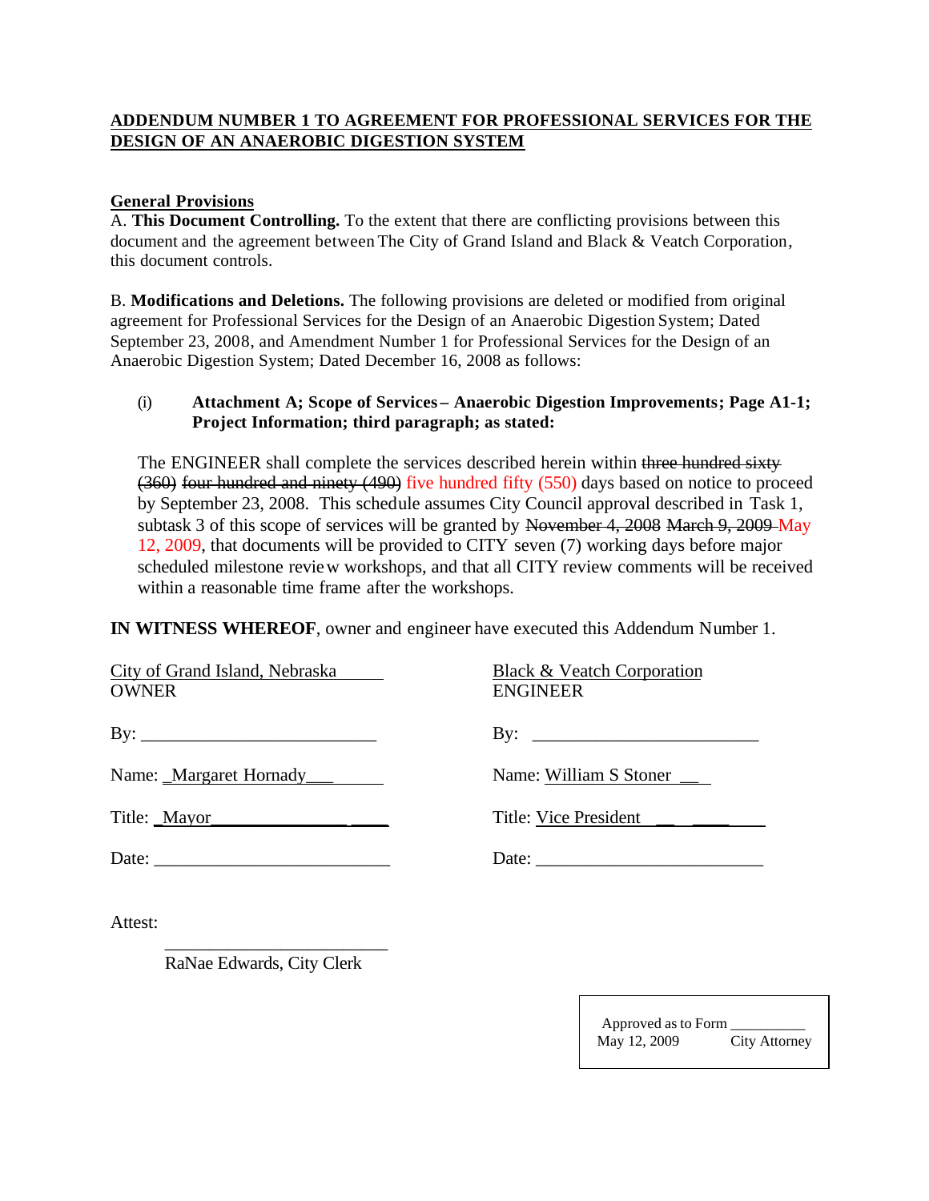**ADDENDUM NUMBER 1 TO AGREEMENT FOR PROFESSIONAL SERVICES FOR THE DESIGN OF AN ANAEROBIC DIGESTION SYSTEM**

**General Provisions**

A. **This Document Controlling.** To the extent that there are conflicting provisions between this document and the agreement between The City of Grand Island and Black & Veatch Corporation, this document controls.

B. **Modifications and Deletions.** The following provisions are deleted or modified from original agreement for Professional Services for the Design of an Anaerobic Digestion System; Dated September 23, 2008, and Amendment Number 1 for Professional Services for the Design of an Anaerobic Digestion System; Dated December 16, 2008 as follows:

(i) **Attachment A; Scope of Services – Anaerobic Digestion Improvements; Page A1-1; Project Information; third paragraph; as stated:**

The ENGINEER shall complete the services described herein within ~~three hundred sixty (360)~~ ~~four hundred and ninety (490)~~ five hundred fifty (550) days based on notice to proceed by September 23, 2008. This schedule assumes City Council approval described in Task 1, subtask 3 of this scope of services will be granted by ~~November 4, 2008~~ ~~March 9, 2009~~ May 12, 2009, that documents will be provided to CITY seven (7) working days before major scheduled milestone review workshops, and that all CITY review comments will be received within a reasonable time frame after the workshops.

**IN WITNESS WHEREOF**, owner and engineer have executed this Addendum Number 1.

| City of Grand Island, Nebraska<br>OWNER | Black & Veatch Corporation<br>ENGINEER |
|---|---|
| By: ______________________ | By: ______________________ |
| Name: Margaret Hornady | Name: William S Stoner |
| Title: Mayor | Title: Vice President |
| Date: ______________________ | Date: ______________________ |

Attest:

______________________
RaNae Edwards, City Clerk

Approved as to Form __________
May 12, 2009 City Attorney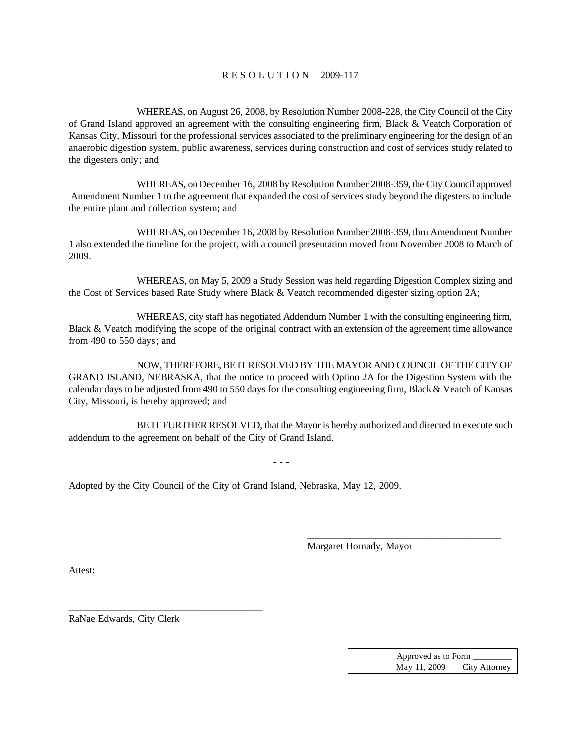R E S O L U T I O N 2009-117

WHEREAS, on August 26, 2008, by Resolution Number 2008-228, the City Council of the City of Grand Island approved an agreement with the consulting engineering firm, Black & Veatch Corporation of Kansas City, Missouri for the professional services associated to the preliminary engineering for the design of an anaerobic digestion system, public awareness, services during construction and cost of services study related to the digesters only; and

WHEREAS, on December 16, 2008 by Resolution Number 2008-359, the City Council approved Amendment Number 1 to the agreement that expanded the cost of services study beyond the digesters to include the entire plant and collection system; and

WHEREAS, on December 16, 2008 by Resolution Number 2008-359, thru Amendment Number 1 also extended the timeline for the project, with a council presentation moved from November 2008 to March of 2009.

WHEREAS, on May 5, 2009 a Study Session was held regarding Digestion Complex sizing and the Cost of Services based Rate Study where Black & Veatch recommended digester sizing option 2A;

WHEREAS, city staff has negotiated Addendum Number 1 with the consulting engineering firm, Black & Veatch modifying the scope of the original contract with an extension of the agreement time allowance from 490 to 550 days; and

NOW, THEREFORE, BE IT RESOLVED BY THE MAYOR AND COUNCIL OF THE CITY OF GRAND ISLAND, NEBRASKA, that the notice to proceed with Option 2A for the Digestion System with the calendar days to be adjusted from 490 to 550 days for the consulting engineering firm, Black & Veatch of Kansas City, Missouri, is hereby approved; and

BE IT FURTHER RESOLVED, that the Mayor is hereby authorized and directed to execute such addendum to the agreement on behalf of the City of Grand Island.

- - -

Adopted by the City Council of the City of Grand Island, Nebraska, May 12, 2009.

_______________________________________
Margaret Hornady, Mayor

Attest:

_______________________________________
RaNae Edwards, City Clerk

Approved as to Form ________
May 11, 2009 City Attorney